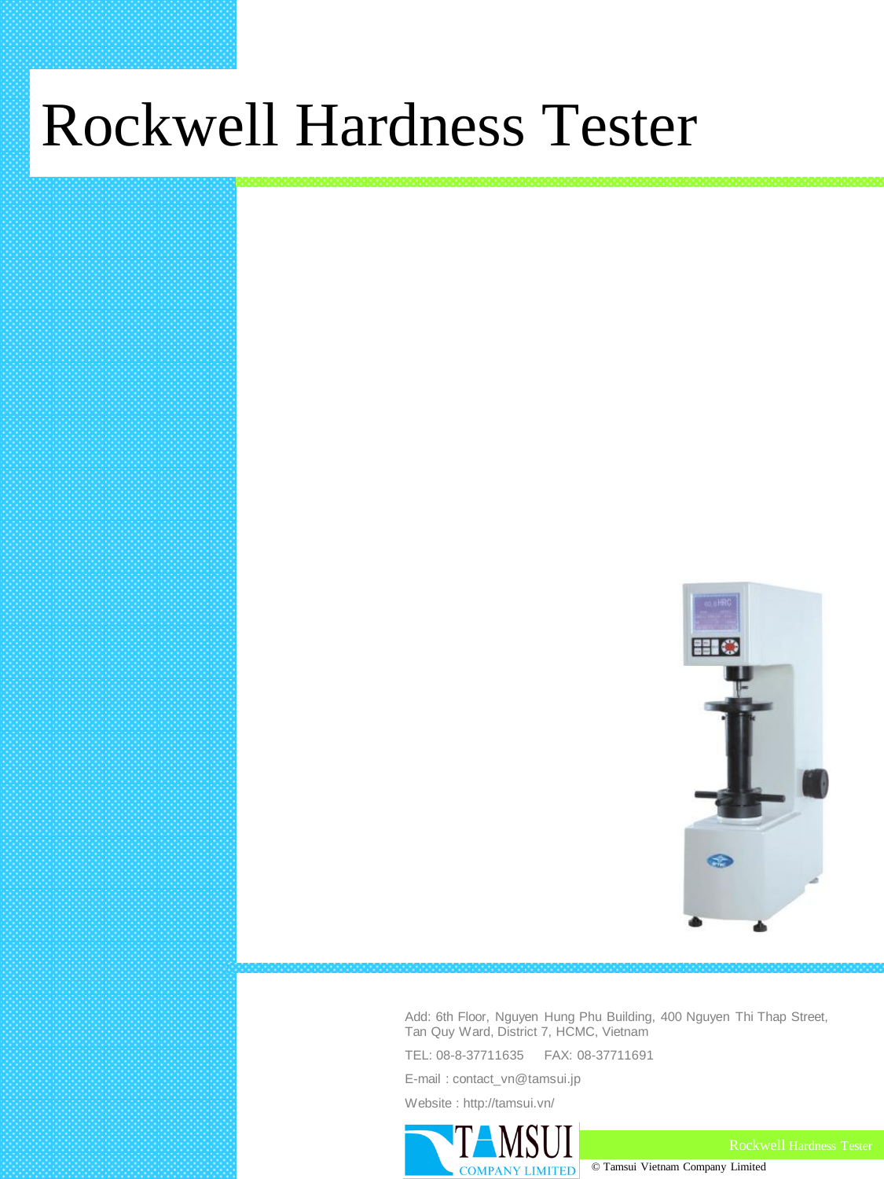# Rockwell Hardness Tester

Add: 6th Floor, Nguyen Hung Phu Building, 400 Nguyen Thi Thap Street, Tan Quy Ward, District 7, HCMC, Vietnam

TEL: 08-8-37711635 FAX: 08-37711691

E-mail : contact_vn@tamsui.jp

Website : http://tamsui.vn/

TAMSUI COMPANY LIMITED

© Tamsui Vietnam Company Limited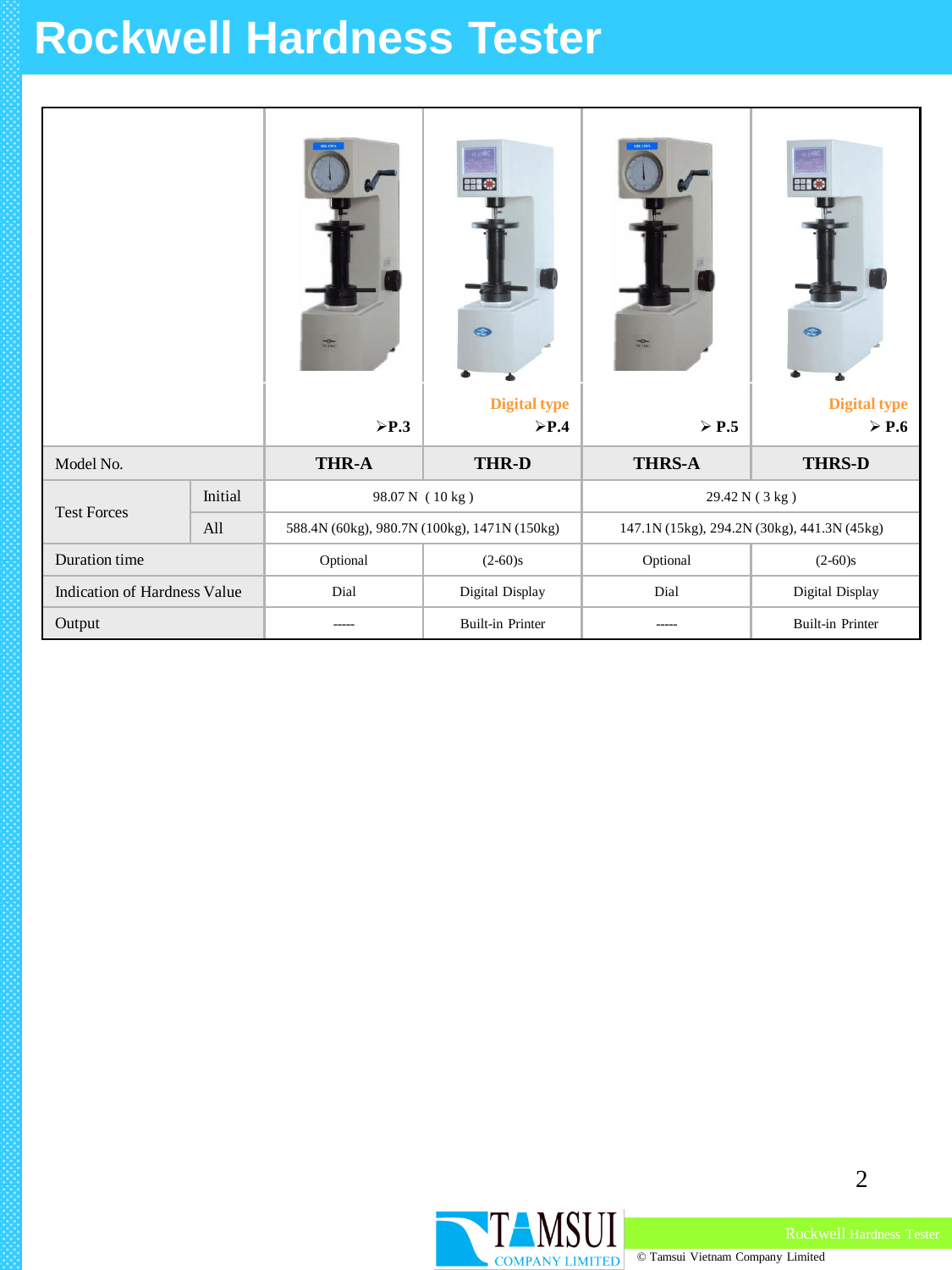# Rockwell Hardness Tester

| | | THR-A | THR-D | THRS-A | THRS-D |
|---|---|---|---|---|---|
| | | ➢P.3 | Digital type ➢P.4 | ➢ P.5 | Digital type ➢ P.6 |
| Model No. | | **THR-A** | **THR-D** | **THRS-A** | **THRS-D** |
| Test Forces | Initial | 98.07 N ( 10 kg ) | | 29.42 N ( 3 kg ) | |
| | All | 588.4N (60kg), 980.7N (100kg), 1471N (150kg) | | 147.1N (15kg), 294.2N (30kg), 441.3N (45kg) | |
| Duration time | | Optional | (2-60)s | Optional | (2-60)s |
| Indication of Hardness Value | | Dial | Digital Display | Dial | Digital Display |
| Output | | ----- | Built-in Printer | ----- | Built-in Printer |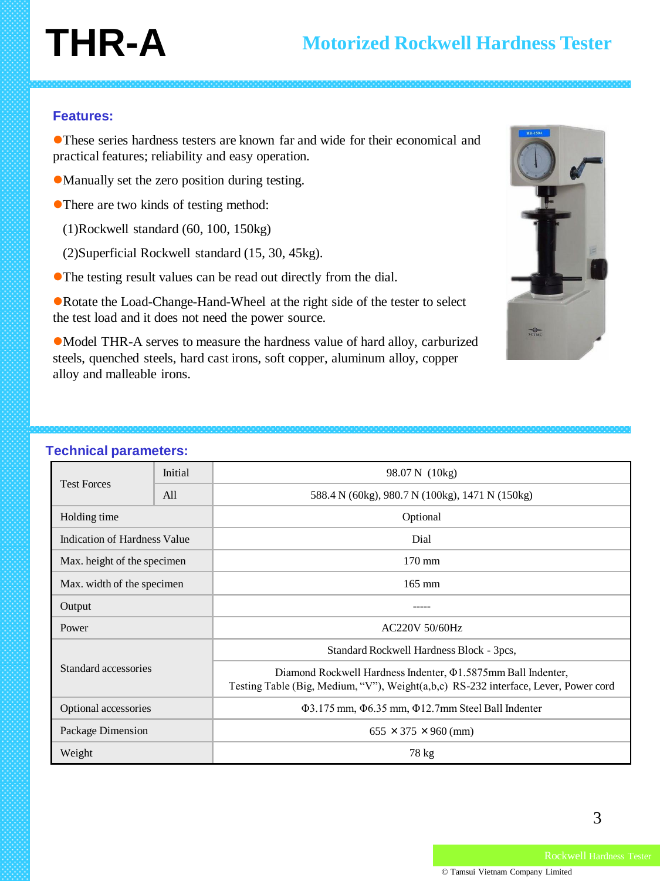# THR-A

## Motorized Rockwell Hardness Tester

### Features:

- These series hardness testers are known far and wide for their economical and practical features; reliability and easy operation.
- Manually set the zero position during testing.
- There are two kinds of testing method:
  (1)Rockwell standard (60, 100, 150kg)
  (2)Superficial Rockwell standard (15, 30, 45kg).
- The testing result values can be read out directly from the dial.
- Rotate the Load-Change-Hand-Wheel at the right side of the tester to select the test load and it does not need the power source.
- Model THR-A serves to measure the hardness value of hard alloy, carburized steels, quenched steels, hard cast irons, soft copper, aluminum alloy, copper alloy and malleable irons.

### Technical parameters:

| Parameter | | Value |
|---|---|---|
| Test Forces | Initial | 98.07 N (10kg) |
| | All | 588.4 N (60kg), 980.7 N (100kg), 1471 N (150kg) |
| Holding time | | Optional |
| Indication of Hardness Value | | Dial |
| Max. height of the specimen | | 170 mm |
| Max. width of the specimen | | 165 mm |
| Output | | ----- |
| Power | | AC220V 50/60Hz |
| Standard accessories | | Standard Rockwell Hardness Block - 3pcs, |
| | | Diamond Rockwell Hardness Indenter, Φ1.5875mm Ball Indenter, Testing Table (Big, Medium, "V"), Weight(a,b,c) RS-232 interface, Lever, Power cord |
| Optional accessories | | Φ3.175 mm, Φ6.35 mm, Φ12.7mm Steel Ball Indenter |
| Package Dimension | | 655 × 375 × 960 (mm) |
| Weight | | 78 kg |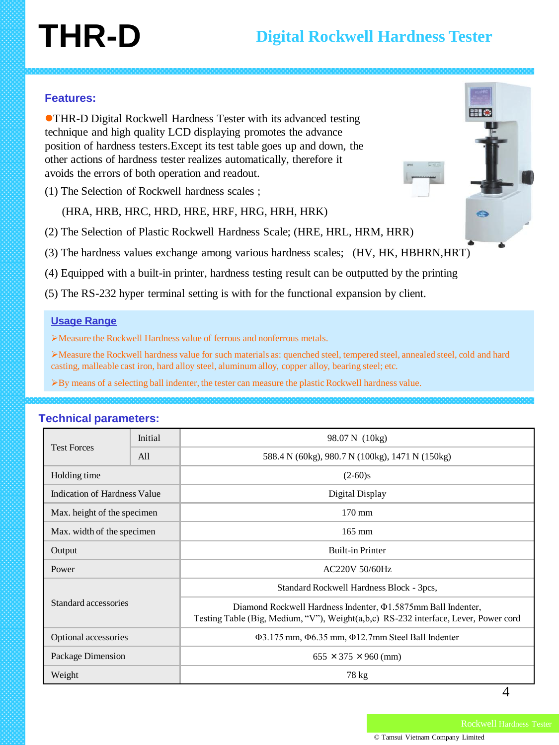# THR-D

## Digital Rockwell Hardness Tester

### Features:

●THR-D Digital Rockwell Hardness Tester with its advanced testing technique and high quality LCD displaying promotes the advance position of hardness testers.Except its test table goes up and down, the other actions of hardness tester realizes automatically, therefore it avoids the errors of both operation and readout.

(1) The Selection of Rockwell hardness scales ;

(HRA, HRB, HRC, HRD, HRE, HRF, HRG, HRH, HRK)

(2) The Selection of Plastic Rockwell Hardness Scale; (HRE, HRL, HRM, HRR)

(3) The hardness values exchange among various hardness scales; (HV, HK, HBHRN,HRT)

(4) Equipped with a built-in printer, hardness testing result can be outputted by the printing

(5) The RS-232 hyper terminal setting is with for the functional expansion by client.

### Usage Range

- Measure the Rockwell Hardness value of ferrous and nonferrous metals.
- Measure the Rockwell hardness value for such materials as: quenched steel, tempered steel, annealed steel, cold and hard casting, malleable cast iron, hard alloy steel, aluminum alloy, copper alloy, bearing steel; etc.
- By means of a selecting ball indenter, the tester can measure the plastic Rockwell hardness value.

### Technical parameters:

| Parameter | | Value |
|---|---|---|
| Test Forces | Initial | 98.07 N (10kg) |
| | All | 588.4 N (60kg), 980.7 N (100kg), 1471 N (150kg) |
| Holding time | | (2-60)s |
| Indication of Hardness Value | | Digital Display |
| Max. height of the specimen | | 170 mm |
| Max. width of the specimen | | 165 mm |
| Output | | Built-in Printer |
| Power | | AC220V 50/60Hz |
| Standard accessories | | Standard Rockwell Hardness Block - 3pcs, |
| | | Diamond Rockwell Hardness Indenter, Φ1.5875mm Ball Indenter, Testing Table (Big, Medium, "V"), Weight(a,b,c) RS-232 interface, Lever, Power cord |
| Optional accessories | | Φ3.175 mm, Φ6.35 mm, Φ12.7mm Steel Ball Indenter |
| Package Dimension | | 655 × 375 × 960 (mm) |
| Weight | | 78 kg |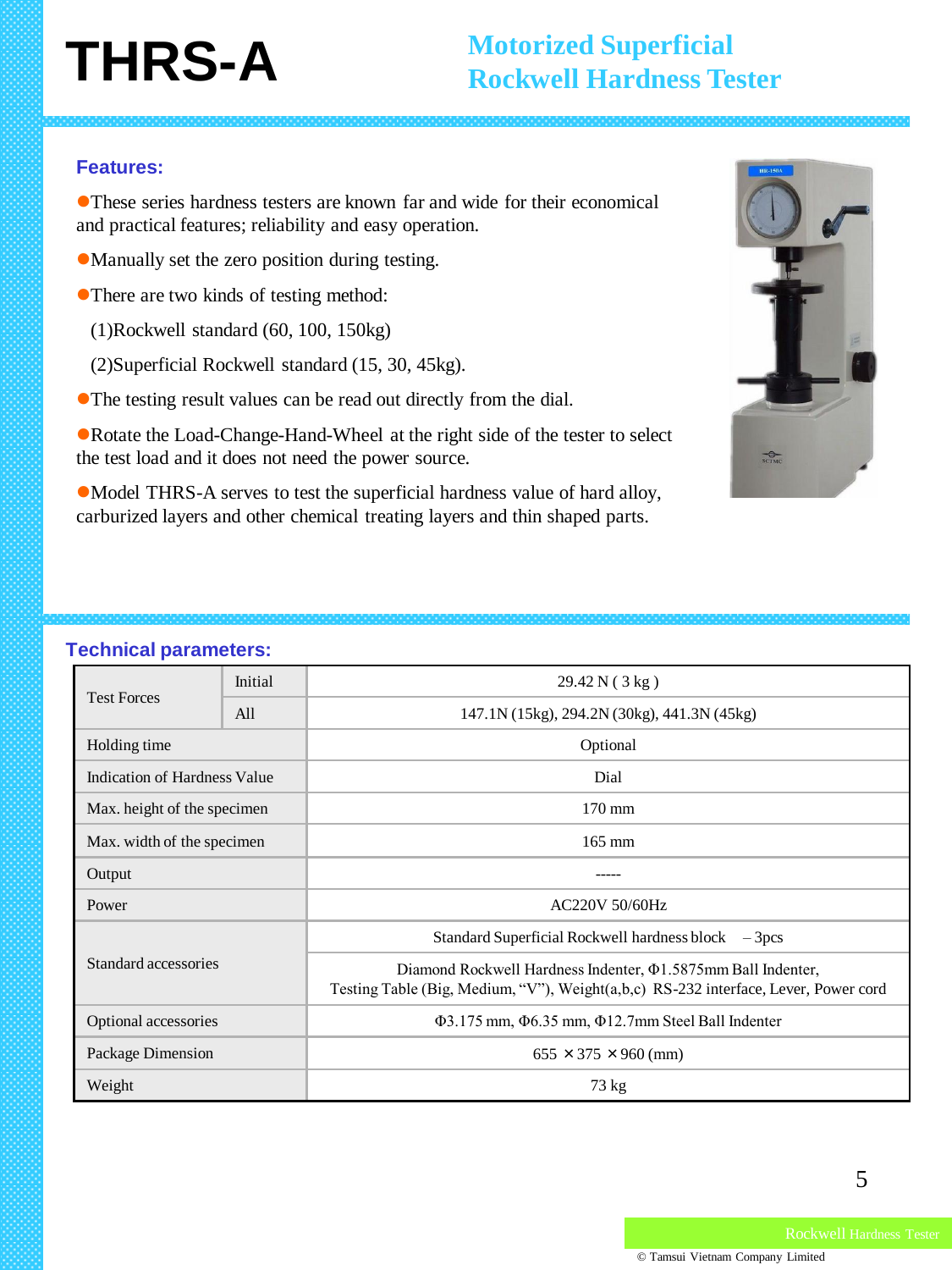# THRS-A

## Motorized Superficial Rockwell Hardness Tester

### Features:

- These series hardness testers are known far and wide for their economical and practical features; reliability and easy operation.
- Manually set the zero position during testing.
- There are two kinds of testing method:
  (1)Rockwell standard (60, 100, 150kg)
  (2)Superficial Rockwell standard (15, 30, 45kg).
- The testing result values can be read out directly from the dial.
- Rotate the Load-Change-Hand-Wheel at the right side of the tester to select the test load and it does not need the power source.
- Model THRS-A serves to test the superficial hardness value of hard alloy, carburized layers and other chemical treating layers and thin shaped parts.

### Technical parameters:

| | | |
|---|---|---|
| Test Forces | Initial | 29.42 N ( 3 kg ) |
| | All | 147.1N (15kg), 294.2N (30kg), 441.3N (45kg) |
| Holding time | | Optional |
| Indication of Hardness Value | | Dial |
| Max. height of the specimen | | 170 mm |
| Max. width of the specimen | | 165 mm |
| Output | | ----- |
| Power | | AC220V 50/60Hz |
| Standard accessories | | Standard Superficial Rockwell hardness block – 3pcs |
| | | Diamond Rockwell Hardness Indenter, Φ1.5875mm Ball Indenter, Testing Table (Big, Medium, "V"), Weight(a,b,c) RS-232 interface, Lever, Power cord |
| Optional accessories | | Φ3.175 mm, Φ6.35 mm, Φ12.7mm Steel Ball Indenter |
| Package Dimension | | 655 × 375 × 960 (mm) |
| Weight | | 73 kg |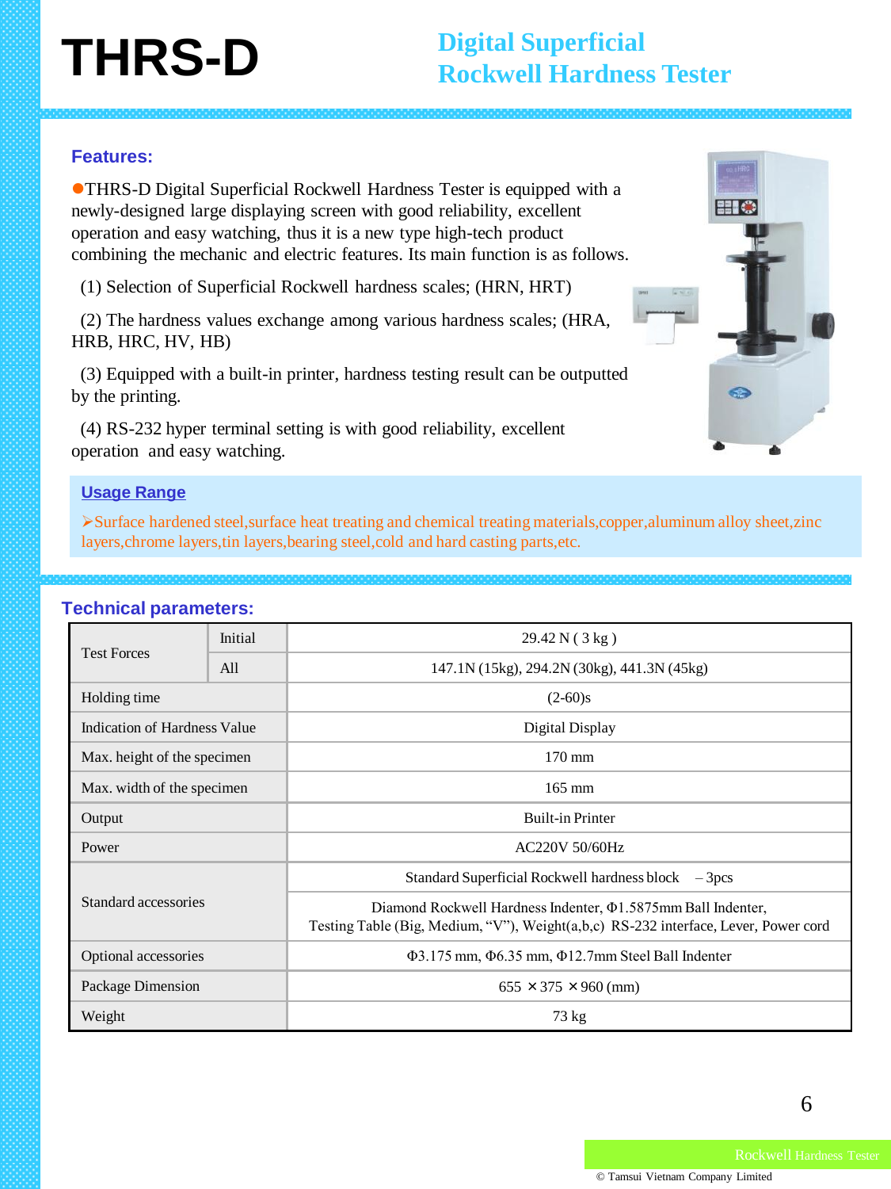# THRS-D

## Digital Superficial Rockwell Hardness Tester

### Features:

●THRS-D Digital Superficial Rockwell Hardness Tester is equipped with a newly-designed large displaying screen with good reliability, excellent operation and easy watching, thus it is a new type high-tech product combining the mechanic and electric features. Its main function is as follows.

(1) Selection of Superficial Rockwell hardness scales; (HRN, HRT)

(2) The hardness values exchange among various hardness scales; (HRA, HRB, HRC, HV, HB)

(3) Equipped with a built-in printer, hardness testing result can be outputted by the printing.

(4) RS-232 hyper terminal setting is with good reliability, excellent operation and easy watching.

### Usage Range

➢Surface hardened steel,surface heat treating and chemical treating materials,copper,aluminum alloy sheet,zinc layers,chrome layers,tin layers,bearing steel,cold and hard casting parts,etc.

### Technical parameters:

| | | |
|---|---|---|
| Test Forces | Initial | 29.42 N ( 3 kg ) |
| | All | 147.1N (15kg), 294.2N (30kg), 441.3N (45kg) |
| Holding time | | (2-60)s |
| Indication of Hardness Value | | Digital Display |
| Max. height of the specimen | | 170 mm |
| Max. width of the specimen | | 165 mm |
| Output | | Built-in Printer |
| Power | | AC220V 50/60Hz |
| Standard accessories | | Standard Superficial Rockwell hardness block – 3pcs |
| | | Diamond Rockwell Hardness Indenter, Φ1.5875mm Ball Indenter, Testing Table (Big, Medium, "V"), Weight(a,b,c) RS-232 interface, Lever, Power cord |
| Optional accessories | | Φ3.175 mm, Φ6.35 mm, Φ12.7mm Steel Ball Indenter |
| Package Dimension | | 655 × 375 × 960 (mm) |
| Weight | | 73 kg |